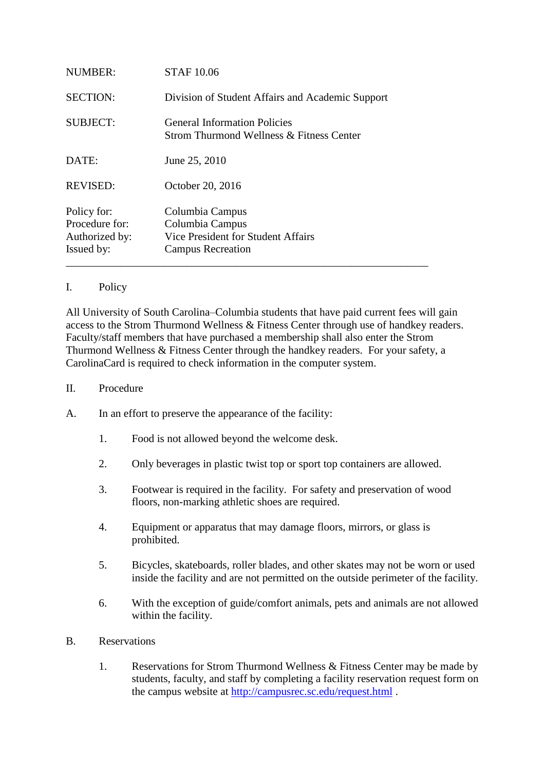| | |
|---|---|
| NUMBER: | STAF 10.06 |
| SECTION: | Division of Student Affairs and Academic Support |
| SUBJECT: | General Information Policies<br>Strom Thurmond Wellness & Fitness Center |
| DATE: | June 25, 2010 |
| REVISED: | October 20, 2016 |
| Policy for: | Columbia Campus |
| Procedure for: | Columbia Campus |
| Authorized by: | Vice President for Student Affairs |
| Issued by: | Campus Recreation |

---

## I. Policy

All University of South Carolina–Columbia students that have paid current fees will gain access to the Strom Thurmond Wellness & Fitness Center through use of handkey readers. Faculty/staff members that have purchased a membership shall also enter the Strom Thurmond Wellness & Fitness Center through the handkey readers. For your safety, a CarolinaCard is required to check information in the computer system.

## II. Procedure

A. In an effort to preserve the appearance of the facility:

1. Food is not allowed beyond the welcome desk.
2. Only beverages in plastic twist top or sport top containers are allowed.
3. Footwear is required in the facility. For safety and preservation of wood floors, non-marking athletic shoes are required.
4. Equipment or apparatus that may damage floors, mirrors, or glass is prohibited.
5. Bicycles, skateboards, roller blades, and other skates may not be worn or used inside the facility and are not permitted on the outside perimeter of the facility.
6. With the exception of guide/comfort animals, pets and animals are not allowed within the facility.

B. Reservations

1. Reservations for Strom Thurmond Wellness & Fitness Center may be made by students, faculty, and staff by completing a facility reservation request form on the campus website at http://campusrec.sc.edu/request.html .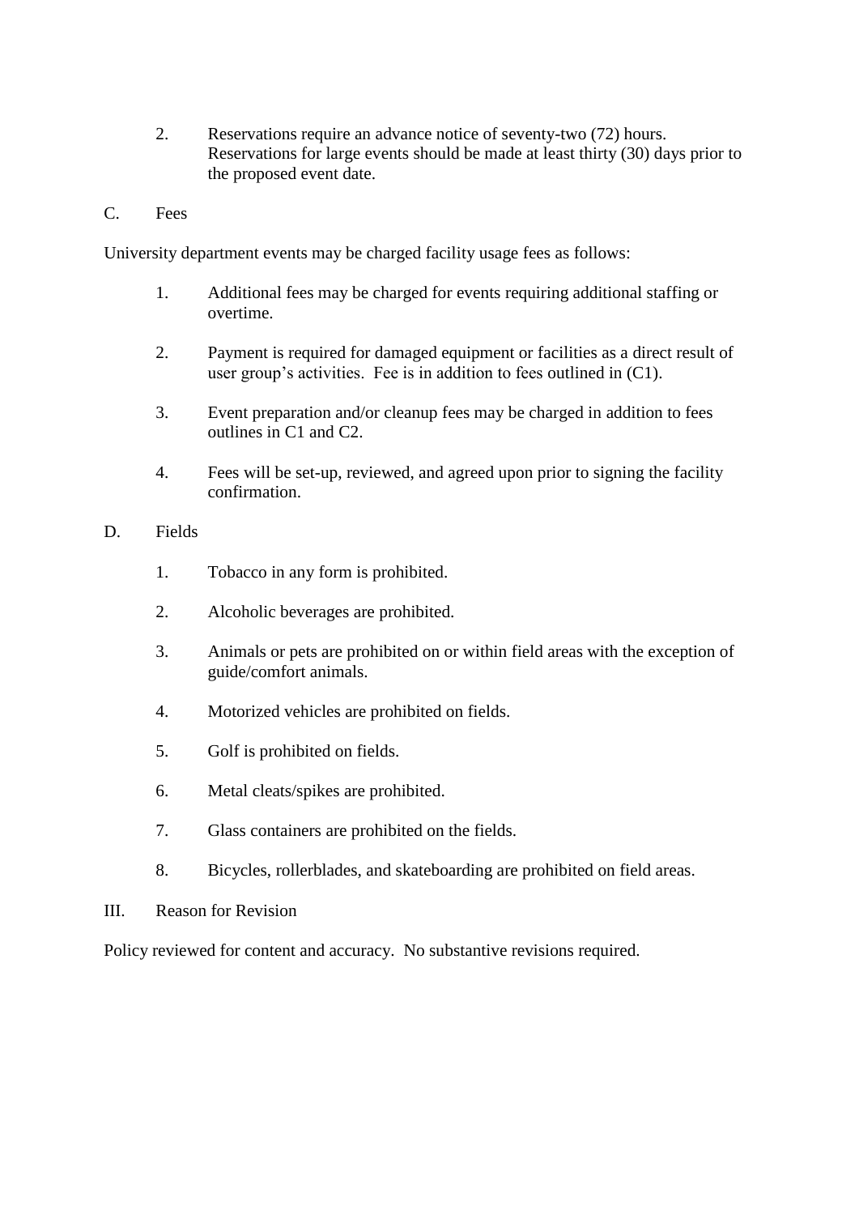2. Reservations require an advance notice of seventy-two (72) hours. Reservations for large events should be made at least thirty (30) days prior to the proposed event date.

C. Fees

University department events may be charged facility usage fees as follows:

1. Additional fees may be charged for events requiring additional staffing or overtime.

2. Payment is required for damaged equipment or facilities as a direct result of user group's activities. Fee is in addition to fees outlined in (C1).

3. Event preparation and/or cleanup fees may be charged in addition to fees outlines in C1 and C2.

4. Fees will be set-up, reviewed, and agreed upon prior to signing the facility confirmation.

D. Fields

1. Tobacco in any form is prohibited.

2. Alcoholic beverages are prohibited.

3. Animals or pets are prohibited on or within field areas with the exception of guide/comfort animals.

4. Motorized vehicles are prohibited on fields.

5. Golf is prohibited on fields.

6. Metal cleats/spikes are prohibited.

7. Glass containers are prohibited on the fields.

8. Bicycles, rollerblades, and skateboarding are prohibited on field areas.

III. Reason for Revision

Policy reviewed for content and accuracy. No substantive revisions required.